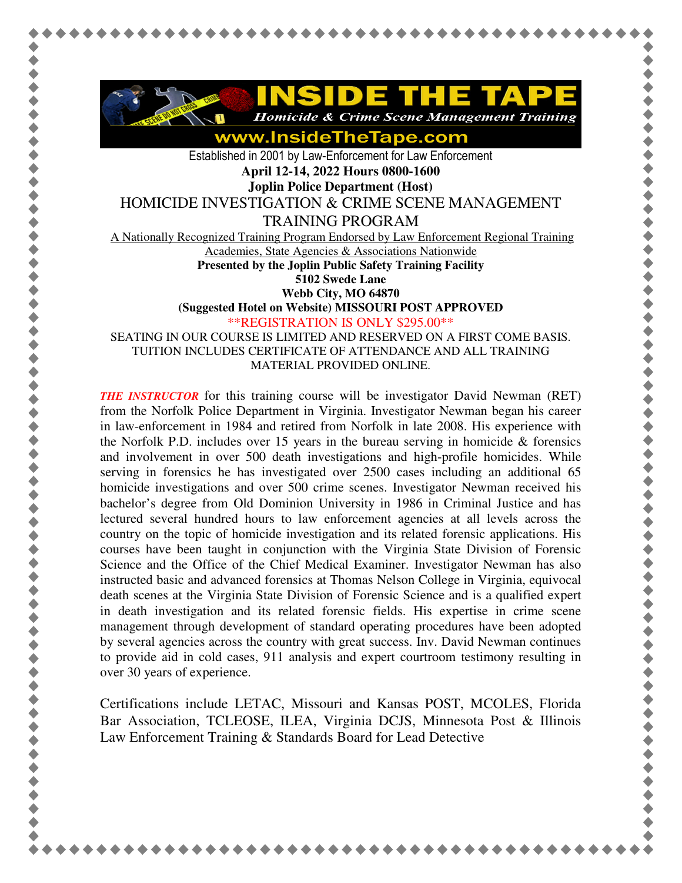# INSIDE THE TAPE

*Homicide & Crime Scene Management Training*

**www.InsideTheTape.com**

Established in 2001 by Law-Enforcement for Law Enforcement

**April 12-14, 2022 Hours 0800-1600**

**Joplin Police Department (Host)**

## HOMICIDE INVESTIGATION & CRIME SCENE MANAGEMENT TRAINING PROGRAM

A Nationally Recognized Training Program Endorsed by Law Enforcement Regional Training Academies, State Agencies & Associations Nationwide

**Presented by the Joplin Public Safety Training Facility**
**5102 Swede Lane**
**Webb City, MO 64870**
**(Suggested Hotel on Website) MISSOURI POST APPROVED**

**REGISTRATION IS ONLY $295.00**

SEATING IN OUR COURSE IS LIMITED AND RESERVED ON A FIRST COME BASIS. TUITION INCLUDES CERTIFICATE OF ATTENDANCE AND ALL TRAINING MATERIAL PROVIDED ONLINE.

***THE INSTRUCTOR*** for this training course will be investigator David Newman (RET) from the Norfolk Police Department in Virginia. Investigator Newman began his career in law-enforcement in 1984 and retired from Norfolk in late 2008. His experience with the Norfolk P.D. includes over 15 years in the bureau serving in homicide & forensics and involvement in over 500 death investigations and high-profile homicides. While serving in forensics he has investigated over 2500 cases including an additional 65 homicide investigations and over 500 crime scenes. Investigator Newman received his bachelor's degree from Old Dominion University in 1986 in Criminal Justice and has lectured several hundred hours to law enforcement agencies at all levels across the country on the topic of homicide investigation and its related forensic applications. His courses have been taught in conjunction with the Virginia State Division of Forensic Science and the Office of the Chief Medical Examiner. Investigator Newman has also instructed basic and advanced forensics at Thomas Nelson College in Virginia, equivocal death scenes at the Virginia State Division of Forensic Science and is a qualified expert in death investigation and its related forensic fields. His expertise in crime scene management through development of standard operating procedures have been adopted by several agencies across the country with great success. Inv. David Newman continues to provide aid in cold cases, 911 analysis and expert courtroom testimony resulting in over 30 years of experience.

Certifications include LETAC, Missouri and Kansas POST, MCOLES, Florida Bar Association, TCLEOSE, ILEA, Virginia DCJS, Minnesota Post & Illinois Law Enforcement Training & Standards Board for Lead Detective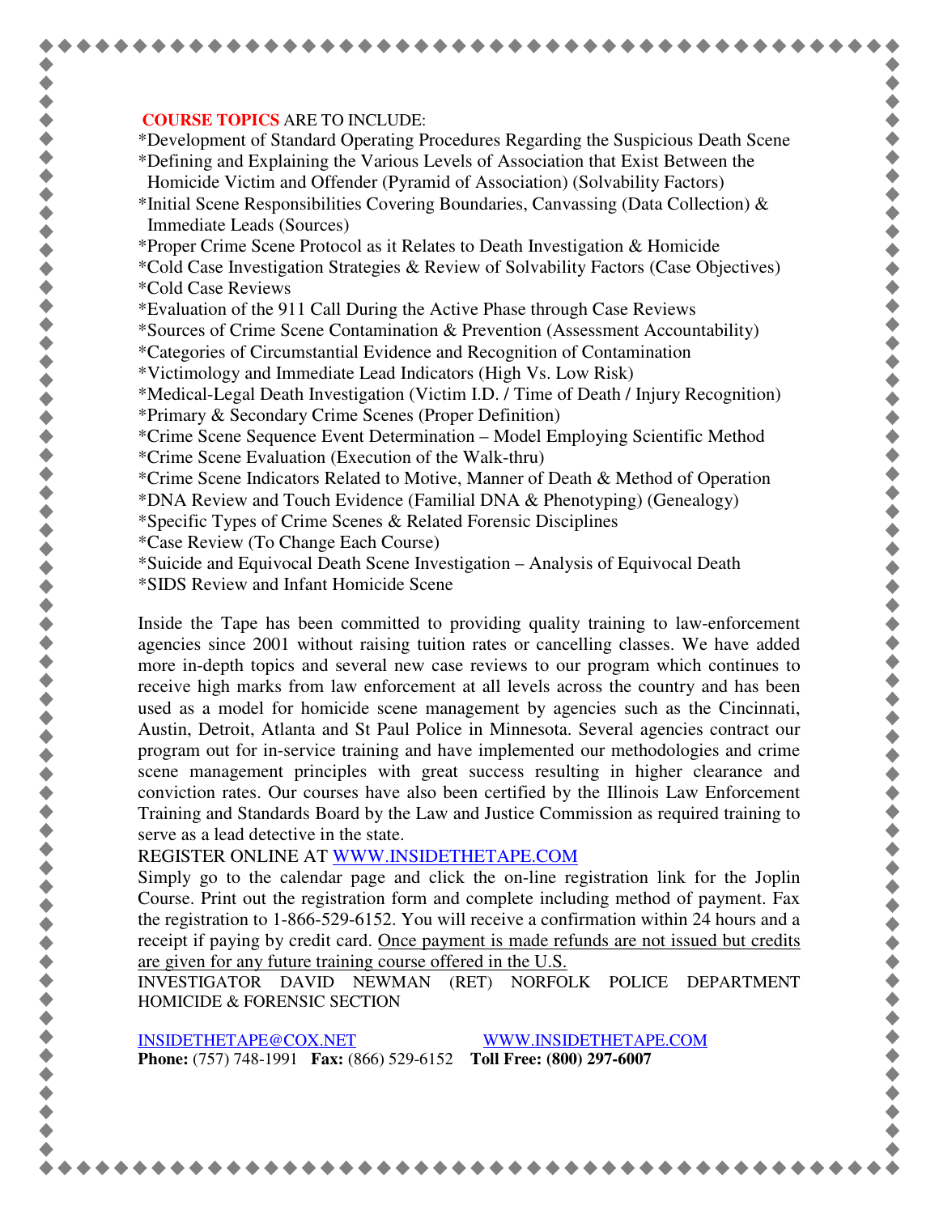**COURSE TOPICS** ARE TO INCLUDE:

*Development of Standard Operating Procedures Regarding the Suspicious Death Scene
*Defining and Explaining the Various Levels of Association that Exist Between the Homicide Victim and Offender (Pyramid of Association) (Solvability Factors)
*Initial Scene Responsibilities Covering Boundaries, Canvassing (Data Collection) & Immediate Leads (Sources)
*Proper Crime Scene Protocol as it Relates to Death Investigation & Homicide
*Cold Case Investigation Strategies & Review of Solvability Factors (Case Objectives)
*Cold Case Reviews
*Evaluation of the 911 Call During the Active Phase through Case Reviews
*Sources of Crime Scene Contamination & Prevention (Assessment Accountability)
*Categories of Circumstantial Evidence and Recognition of Contamination
*Victimology and Immediate Lead Indicators (High Vs. Low Risk)
*Medical-Legal Death Investigation (Victim I.D. / Time of Death / Injury Recognition)
*Primary & Secondary Crime Scenes (Proper Definition)
*Crime Scene Sequence Event Determination – Model Employing Scientific Method
*Crime Scene Evaluation (Execution of the Walk-thru)
*Crime Scene Indicators Related to Motive, Manner of Death & Method of Operation
*DNA Review and Touch Evidence (Familial DNA & Phenotyping) (Genealogy)
*Specific Types of Crime Scenes & Related Forensic Disciplines
*Case Review (To Change Each Course)
*Suicide and Equivocal Death Scene Investigation – Analysis of Equivocal Death
*SIDS Review and Infant Homicide Scene

Inside the Tape has been committed to providing quality training to law-enforcement agencies since 2001 without raising tuition rates or cancelling classes. We have added more in-depth topics and several new case reviews to our program which continues to receive high marks from law enforcement at all levels across the country and has been used as a model for homicide scene management by agencies such as the Cincinnati, Austin, Detroit, Atlanta and St Paul Police in Minnesota. Several agencies contract our program out for in-service training and have implemented our methodologies and crime scene management principles with great success resulting in higher clearance and conviction rates. Our courses have also been certified by the Illinois Law Enforcement Training and Standards Board by the Law and Justice Commission as required training to serve as a lead detective in the state.

REGISTER ONLINE AT WWW.INSIDETHETAPE.COM

Simply go to the calendar page and click the on-line registration link for the Joplin Course. Print out the registration form and complete including method of payment. Fax the registration to 1-866-529-6152. You will receive a confirmation within 24 hours and a receipt if paying by credit card. <u>Once payment is made refunds are not issued but credits are given for any future training course offered in the U.S.</u>

INVESTIGATOR DAVID NEWMAN (RET) NORFOLK POLICE DEPARTMENT HOMICIDE & FORENSIC SECTION

INSIDETHETAPE@COX.NET WWW.INSIDETHETAPE.COM

**Phone:** (757) 748-1991 **Fax:** (866) 529-6152 **Toll Free: (800) 297-6007**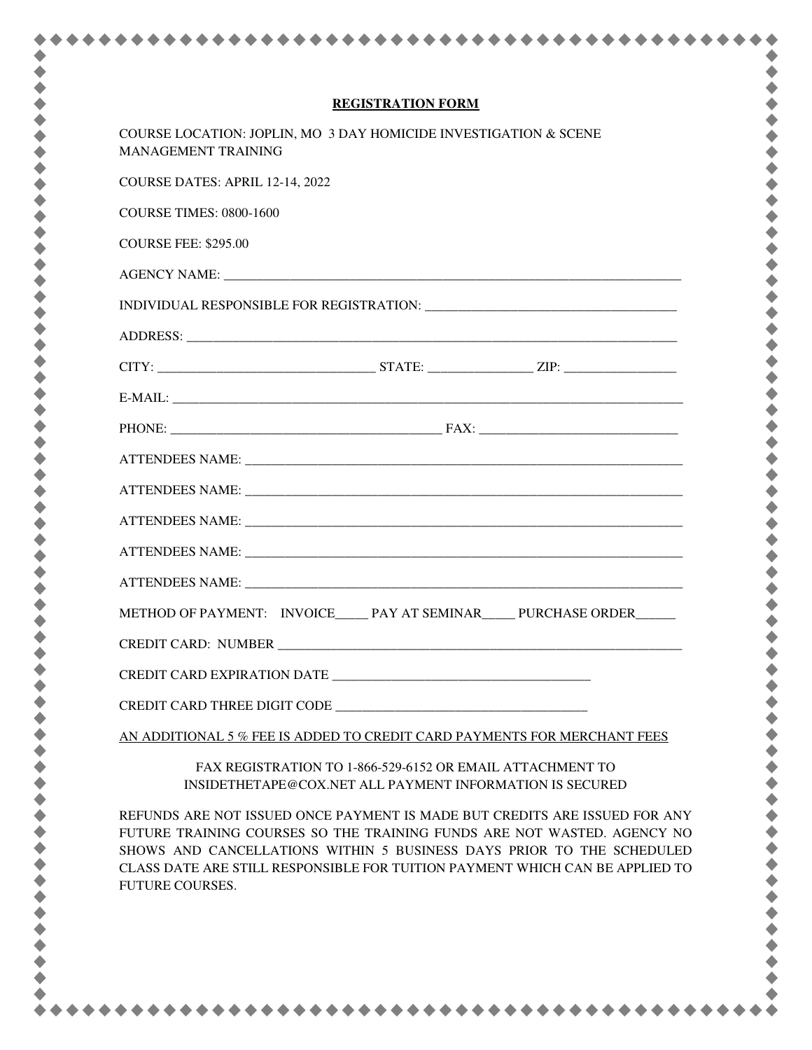## REGISTRATION FORM

COURSE LOCATION: JOPLIN, MO 3 DAY HOMICIDE INVESTIGATION & SCENE MANAGEMENT TRAINING

COURSE DATES: APRIL 12-14, 2022

COURSE TIMES: 0800-1600

COURSE FEE: $295.00

AGENCY NAME: ______________________________________________________________________

INDIVIDUAL RESPONSIBLE FOR REGISTRATION: _____________________________________

ADDRESS: __________________________________________________________________________

CITY: ________________________________ STATE: _______________ ZIP: ________________

E-MAIL: ___________________________________________________________________________

PHONE: ________________________________________ FAX: _____________________________

ATTENDEES NAME: ___________________________________________________________________

ATTENDEES NAME: ___________________________________________________________________

ATTENDEES NAME: ___________________________________________________________________

ATTENDEES NAME: ___________________________________________________________________

ATTENDEES NAME: ___________________________________________________________________

METHOD OF PAYMENT: INVOICE_____ PAY AT SEMINAR_____ PURCHASE ORDER______

CREDIT CARD: NUMBER _______________________________________________________________

CREDIT CARD EXPIRATION DATE ______________________________________

CREDIT CARD THREE DIGIT CODE ______________________________________

AN ADDITIONAL 5 % FEE IS ADDED TO CREDIT CARD PAYMENTS FOR MERCHANT FEES

FAX REGISTRATION TO 1-866-529-6152 OR EMAIL ATTACHMENT TO INSIDETHETAPE@COX.NET ALL PAYMENT INFORMATION IS SECURED

REFUNDS ARE NOT ISSUED ONCE PAYMENT IS MADE BUT CREDITS ARE ISSUED FOR ANY FUTURE TRAINING COURSES SO THE TRAINING FUNDS ARE NOT WASTED. AGENCY NO SHOWS AND CANCELLATIONS WITHIN 5 BUSINESS DAYS PRIOR TO THE SCHEDULED CLASS DATE ARE STILL RESPONSIBLE FOR TUITION PAYMENT WHICH CAN BE APPLIED TO FUTURE COURSES.